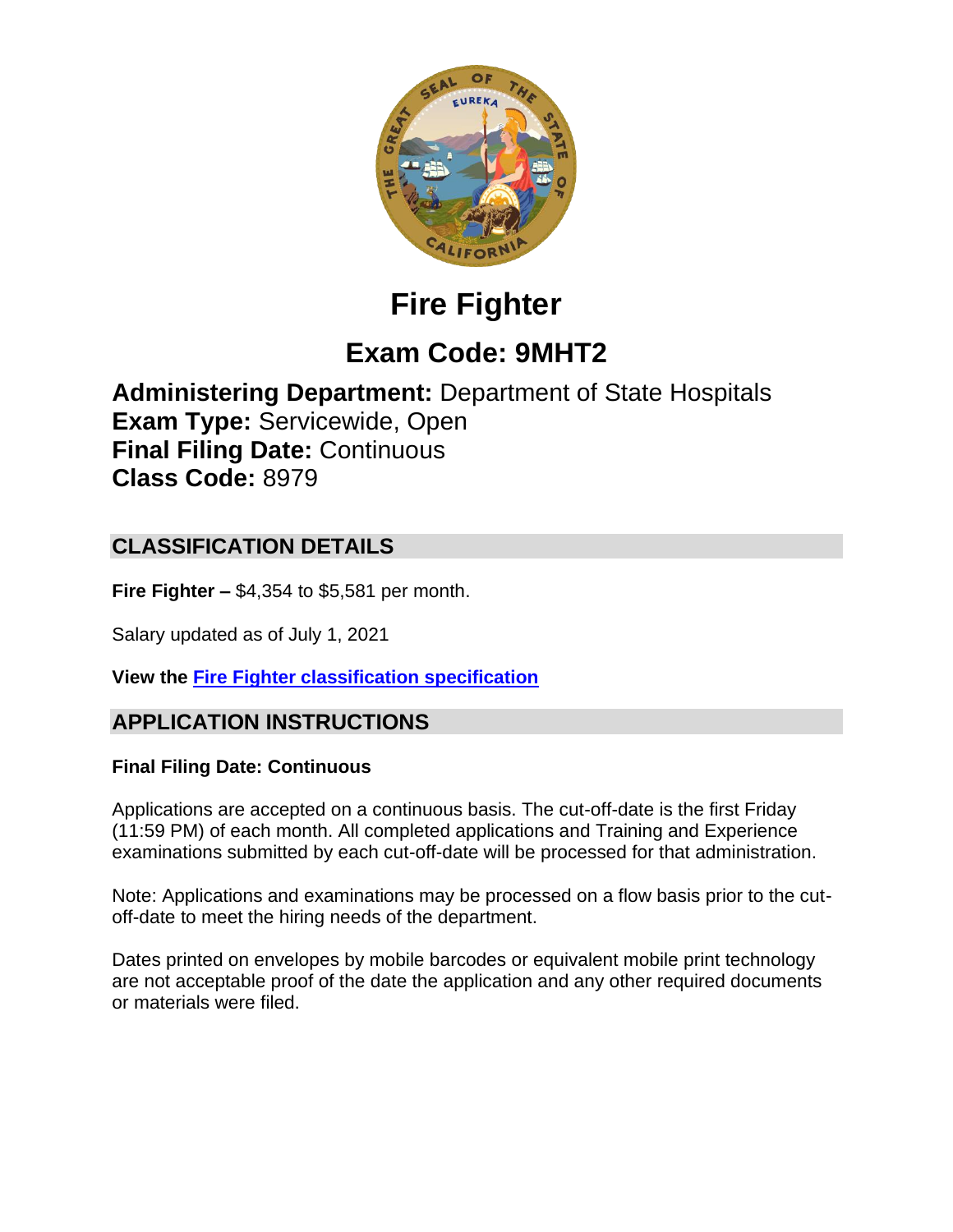# Fire Fighter

## Exam Code: 9MHT2

**Administering Department:** Department of State Hospitals
**Exam Type:** Servicewide, Open
**Final Filing Date:** Continuous
**Class Code:** 8979

## CLASSIFICATION DETAILS

**Fire Fighter –** $4,354 to $5,581 per month.

Salary updated as of July 1, 2021

**View the [Fire Fighter classification specification]()**

## APPLICATION INSTRUCTIONS

**Final Filing Date: Continuous**

Applications are accepted on a continuous basis. The cut-off-date is the first Friday (11:59 PM) of each month. All completed applications and Training and Experience examinations submitted by each cut-off-date will be processed for that administration.

Note: Applications and examinations may be processed on a flow basis prior to the cut-off-date to meet the hiring needs of the department.

Dates printed on envelopes by mobile barcodes or equivalent mobile print technology are not acceptable proof of the date the application and any other required documents or materials were filed.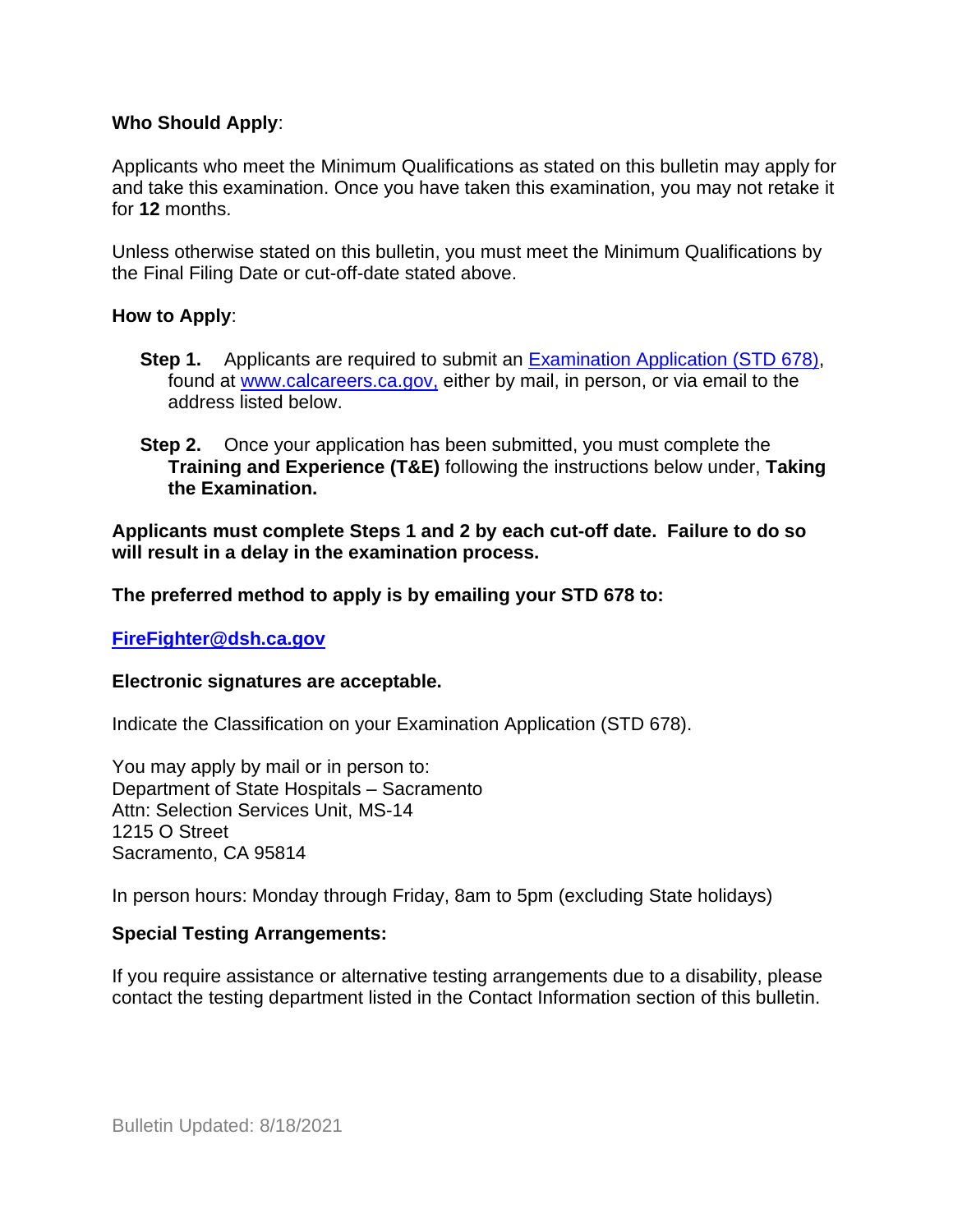**Who Should Apply**:

Applicants who meet the Minimum Qualifications as stated on this bulletin may apply for and take this examination. Once you have taken this examination, you may not retake it for **12** months.

Unless otherwise stated on this bulletin, you must meet the Minimum Qualifications by the Final Filing Date or cut-off-date stated above.

**How to Apply**:

**Step 1.** Applicants are required to submit an [Examination Application (STD 678)](), found at [www.calcareers.ca.gov,]() either by mail, in person, or via email to the address listed below.

**Step 2.** Once your application has been submitted, you must complete the **Training and Experience (T&E)** following the instructions below under, **Taking the Examination.**

**Applicants must complete Steps 1 and 2 by each cut-off date. Failure to do so will result in a delay in the examination process.**

**The preferred method to apply is by emailing your STD 678 to:**

**FireFighter@dsh.ca.gov**

**Electronic signatures are acceptable.**

Indicate the Classification on your Examination Application (STD 678).

You may apply by mail or in person to:
Department of State Hospitals – Sacramento
Attn: Selection Services Unit, MS-14
1215 O Street
Sacramento, CA 95814

In person hours: Monday through Friday, 8am to 5pm (excluding State holidays)

**Special Testing Arrangements:**

If you require assistance or alternative testing arrangements due to a disability, please contact the testing department listed in the Contact Information section of this bulletin.

Bulletin Updated: 8/18/2021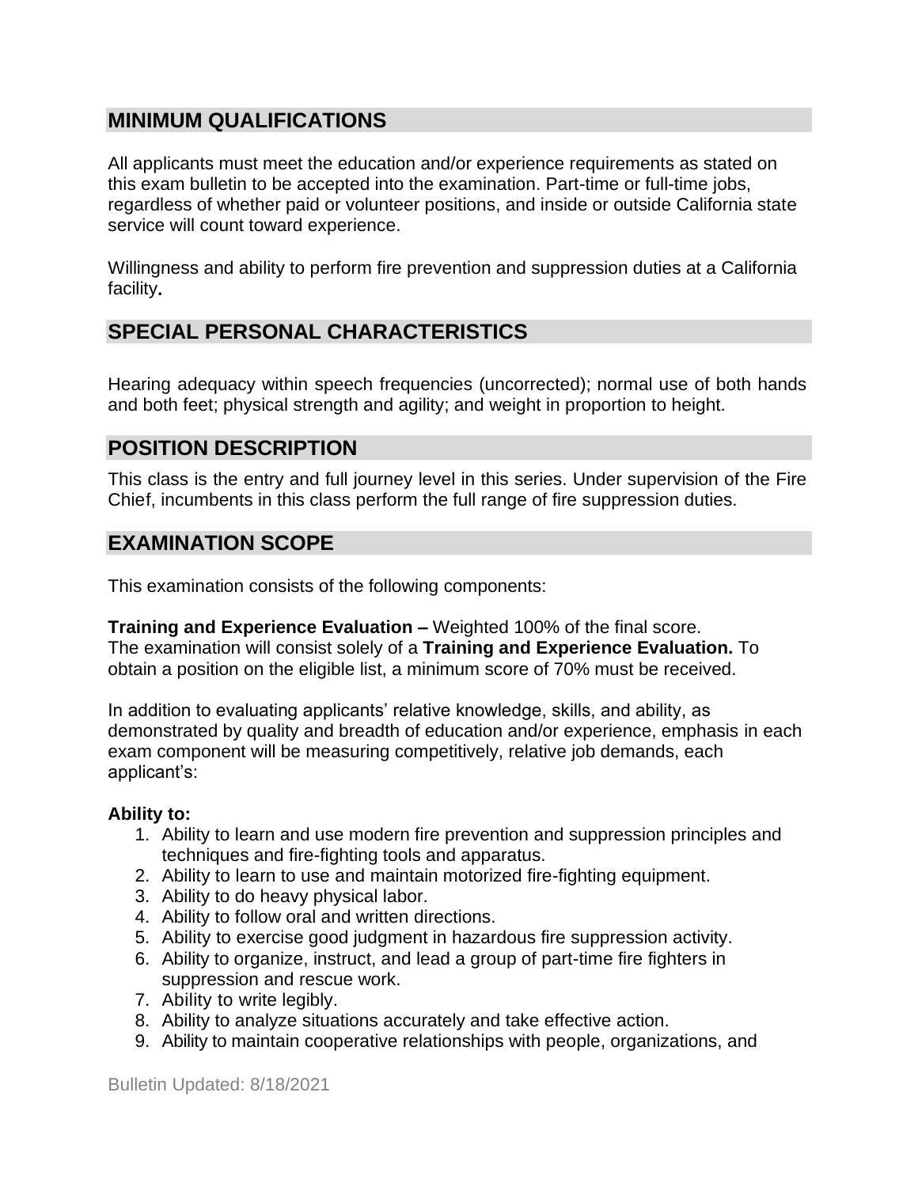## MINIMUM QUALIFICATIONS

All applicants must meet the education and/or experience requirements as stated on this exam bulletin to be accepted into the examination. Part-time or full-time jobs, regardless of whether paid or volunteer positions, and inside or outside California state service will count toward experience.

Willingness and ability to perform fire prevention and suppression duties at a California facility**.**

## SPECIAL PERSONAL CHARACTERISTICS

Hearing adequacy within speech frequencies (uncorrected); normal use of both hands and both feet; physical strength and agility; and weight in proportion to height.

## POSITION DESCRIPTION

This class is the entry and full journey level in this series. Under supervision of the Fire Chief, incumbents in this class perform the full range of fire suppression duties.

## EXAMINATION SCOPE

This examination consists of the following components:

**Training and Experience Evaluation –** Weighted 100% of the final score. The examination will consist solely of a **Training and Experience Evaluation.** To obtain a position on the eligible list, a minimum score of 70% must be received.

In addition to evaluating applicants' relative knowledge, skills, and ability, as demonstrated by quality and breadth of education and/or experience, emphasis in each exam component will be measuring competitively, relative job demands, each applicant's:

**Ability to:**

1. Ability to learn and use modern fire prevention and suppression principles and techniques and fire-fighting tools and apparatus.
2. Ability to learn to use and maintain motorized fire-fighting equipment.
3. Ability to do heavy physical labor.
4. Ability to follow oral and written directions.
5. Ability to exercise good judgment in hazardous fire suppression activity.
6. Ability to organize, instruct, and lead a group of part-time fire fighters in suppression and rescue work.
7. Ability to write legibly.
8. Ability to analyze situations accurately and take effective action.
9. Ability to maintain cooperative relationships with people, organizations, and

Bulletin Updated: 8/18/2021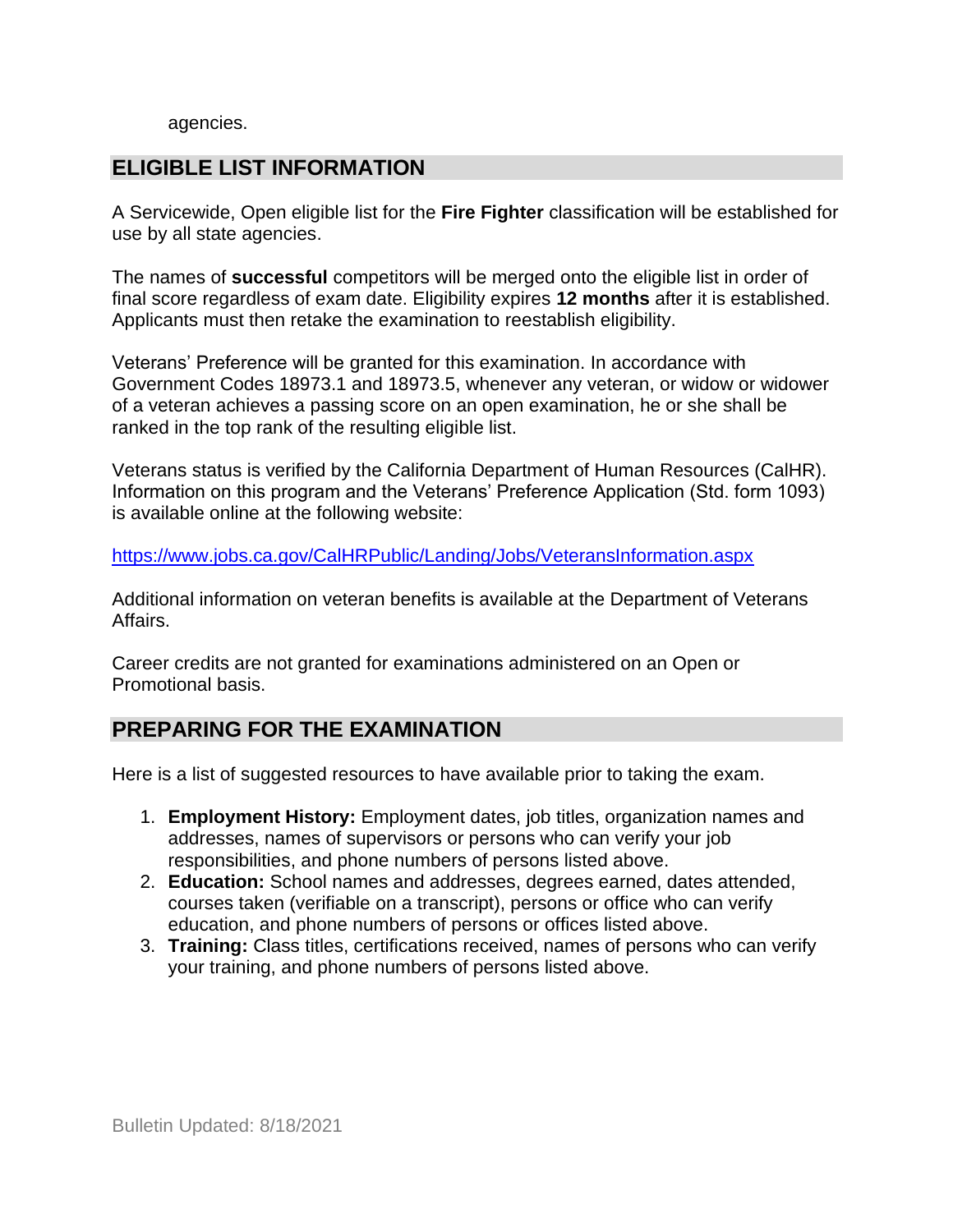agencies.

## ELIGIBLE LIST INFORMATION

A Servicewide, Open eligible list for the **Fire Fighter** classification will be established for use by all state agencies.

The names of **successful** competitors will be merged onto the eligible list in order of final score regardless of exam date. Eligibility expires **12 months** after it is established. Applicants must then retake the examination to reestablish eligibility.

Veterans' Preference will be granted for this examination. In accordance with Government Codes 18973.1 and 18973.5, whenever any veteran, or widow or widower of a veteran achieves a passing score on an open examination, he or she shall be ranked in the top rank of the resulting eligible list.

Veterans status is verified by the California Department of Human Resources (CalHR). Information on this program and the Veterans' Preference Application (Std. form 1093) is available online at the following website:

https://www.jobs.ca.gov/CalHRPublic/Landing/Jobs/VeteransInformation.aspx

Additional information on veteran benefits is available at the Department of Veterans Affairs.

Career credits are not granted for examinations administered on an Open or Promotional basis.

## PREPARING FOR THE EXAMINATION

Here is a list of suggested resources to have available prior to taking the exam.

1. **Employment History:** Employment dates, job titles, organization names and addresses, names of supervisors or persons who can verify your job responsibilities, and phone numbers of persons listed above.
2. **Education:** School names and addresses, degrees earned, dates attended, courses taken (verifiable on a transcript), persons or office who can verify education, and phone numbers of persons or offices listed above.
3. **Training:** Class titles, certifications received, names of persons who can verify your training, and phone numbers of persons listed above.

Bulletin Updated: 8/18/2021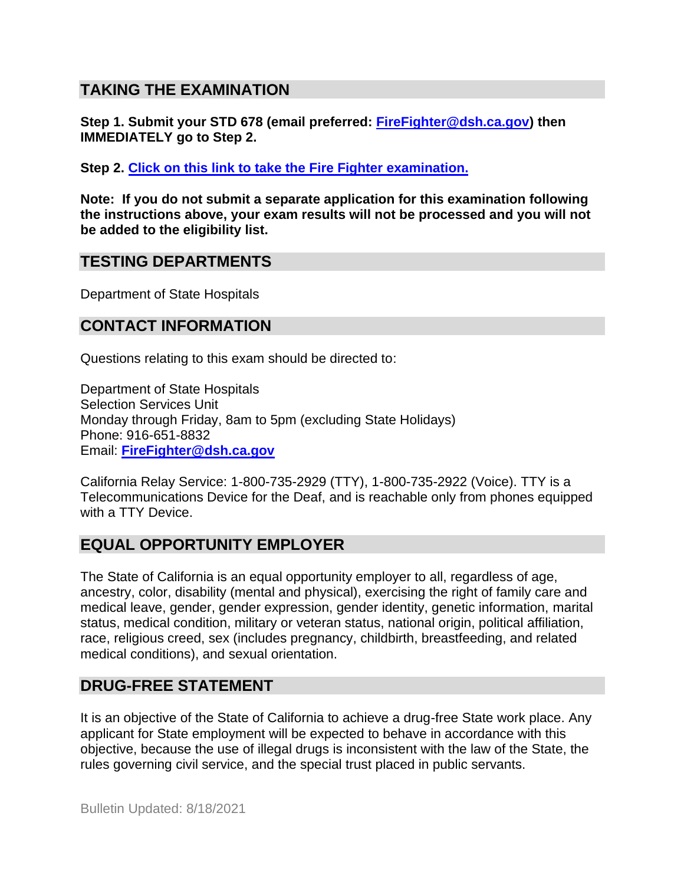## TAKING THE EXAMINATION

**Step 1. Submit your STD 678 (email preferred: [FireFighter@dsh.ca.gov](mailto:FireFighter@dsh.ca.gov)) then IMMEDIATELY go to Step 2.**

**Step 2. [Click on this link to take the Fire Fighter examination.]()**

**Note: If you do not submit a separate application for this examination following the instructions above, your exam results will not be processed and you will not be added to the eligibility list.**

## TESTING DEPARTMENTS

Department of State Hospitals

## CONTACT INFORMATION

Questions relating to this exam should be directed to:

Department of State Hospitals
Selection Services Unit
Monday through Friday, 8am to 5pm (excluding State Holidays)
Phone: 916-651-8832
Email: **[FireFighter@dsh.ca.gov](mailto:FireFighter@dsh.ca.gov)**

California Relay Service: 1-800-735-2929 (TTY), 1-800-735-2922 (Voice). TTY is a Telecommunications Device for the Deaf, and is reachable only from phones equipped with a TTY Device.

## EQUAL OPPORTUNITY EMPLOYER

The State of California is an equal opportunity employer to all, regardless of age, ancestry, color, disability (mental and physical), exercising the right of family care and medical leave, gender, gender expression, gender identity, genetic information, marital status, medical condition, military or veteran status, national origin, political affiliation, race, religious creed, sex (includes pregnancy, childbirth, breastfeeding, and related medical conditions), and sexual orientation.

## DRUG-FREE STATEMENT

It is an objective of the State of California to achieve a drug-free State work place. Any applicant for State employment will be expected to behave in accordance with this objective, because the use of illegal drugs is inconsistent with the law of the State, the rules governing civil service, and the special trust placed in public servants.

Bulletin Updated: 8/18/2021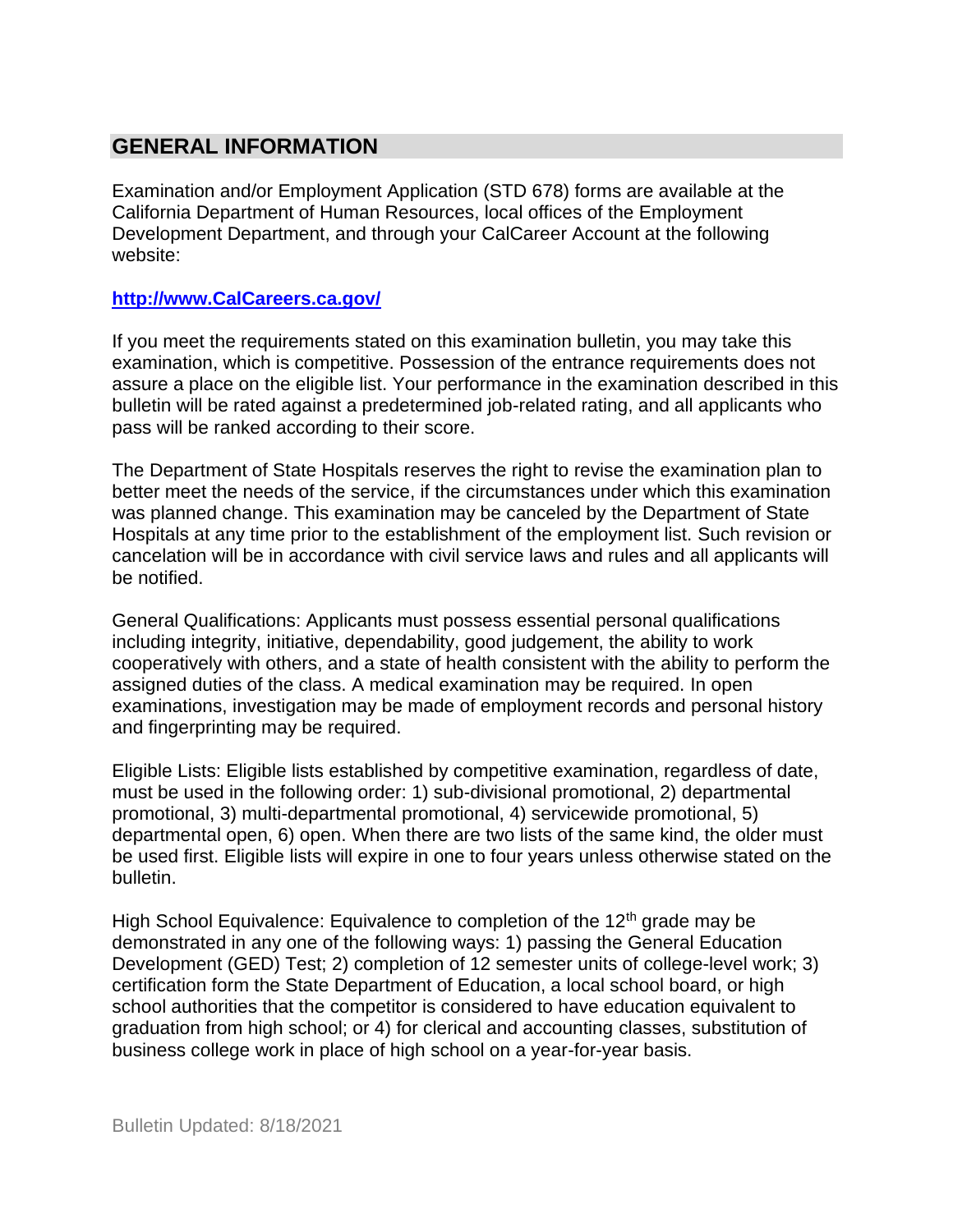## GENERAL INFORMATION

Examination and/or Employment Application (STD 678) forms are available at the California Department of Human Resources, local offices of the Employment Development Department, and through your CalCareer Account at the following website:

**http://www.CalCareers.ca.gov/**

If you meet the requirements stated on this examination bulletin, you may take this examination, which is competitive. Possession of the entrance requirements does not assure a place on the eligible list. Your performance in the examination described in this bulletin will be rated against a predetermined job-related rating, and all applicants who pass will be ranked according to their score.

The Department of State Hospitals reserves the right to revise the examination plan to better meet the needs of the service, if the circumstances under which this examination was planned change. This examination may be canceled by the Department of State Hospitals at any time prior to the establishment of the employment list. Such revision or cancelation will be in accordance with civil service laws and rules and all applicants will be notified.

General Qualifications: Applicants must possess essential personal qualifications including integrity, initiative, dependability, good judgement, the ability to work cooperatively with others, and a state of health consistent with the ability to perform the assigned duties of the class. A medical examination may be required. In open examinations, investigation may be made of employment records and personal history and fingerprinting may be required.

Eligible Lists: Eligible lists established by competitive examination, regardless of date, must be used in the following order: 1) sub-divisional promotional, 2) departmental promotional, 3) multi-departmental promotional, 4) servicewide promotional, 5) departmental open, 6) open. When there are two lists of the same kind, the older must be used first. Eligible lists will expire in one to four years unless otherwise stated on the bulletin.

High School Equivalence: Equivalence to completion of the 12th grade may be demonstrated in any one of the following ways: 1) passing the General Education Development (GED) Test; 2) completion of 12 semester units of college-level work; 3) certification form the State Department of Education, a local school board, or high school authorities that the competitor is considered to have education equivalent to graduation from high school; or 4) for clerical and accounting classes, substitution of business college work in place of high school on a year-for-year basis.

Bulletin Updated: 8/18/2021